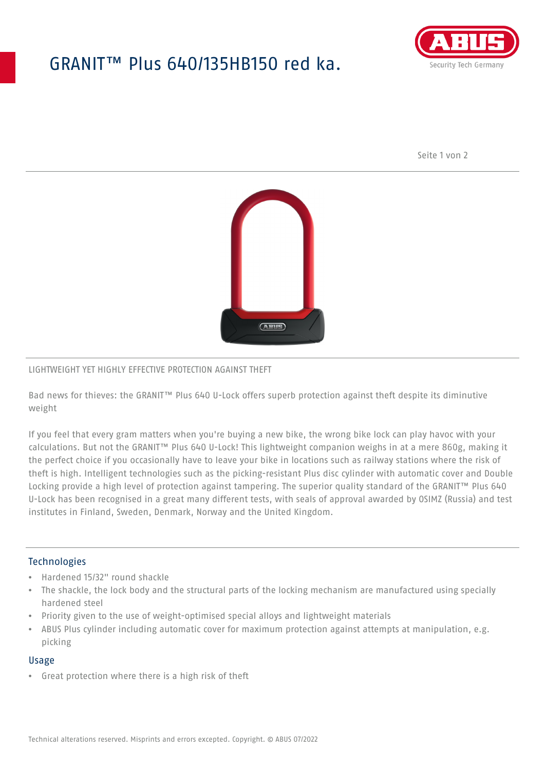# GRANIT™ Plus 640/135HB150 red ka.

LIGHTWEIGHT YET HIGHLY EFFECTIVE PROTECTION AGAINST THEFT

Bad news for thieves: the GRANIT™ Plus 640 U-Lock offers superb protection against theft despite its diminutive weight

If you feel that every gram matters when you're buying a new bike, the wrong bike lock can play havoc with your calculations. But not the GRANIT™ Plus 640 U-Lock! This lightweight companion weighs in at a mere 860g, making it the perfect choice if you occasionally have to leave your bike in locations such as railway stations where the risk of theft is high. Intelligent technologies such as the picking-resistant Plus disc cylinder with automatic cover and Double Locking provide a high level of protection against tampering. The superior quality standard of the GRANIT™ Plus 640 U-Lock has been recognised in a great many different tests, with seals of approval awarded by OSIMZ (Russia) and test institutes in Finland, Sweden, Denmark, Norway and the United Kingdom.

## Technologies

- Hardened 15/32" round shackle
- The shackle, the lock body and the structural parts of the locking mechanism are manufactured using specially hardened steel
- Priority given to the use of weight-optimised special alloys and lightweight materials
- ABUS Plus cylinder including automatic cover for maximum protection against attempts at manipulation, e.g. picking

## Usage

- Great protection where there is a high risk of theft

Technical alterations reserved. Misprints and errors excepted. Copyright. © ABUS 07/2022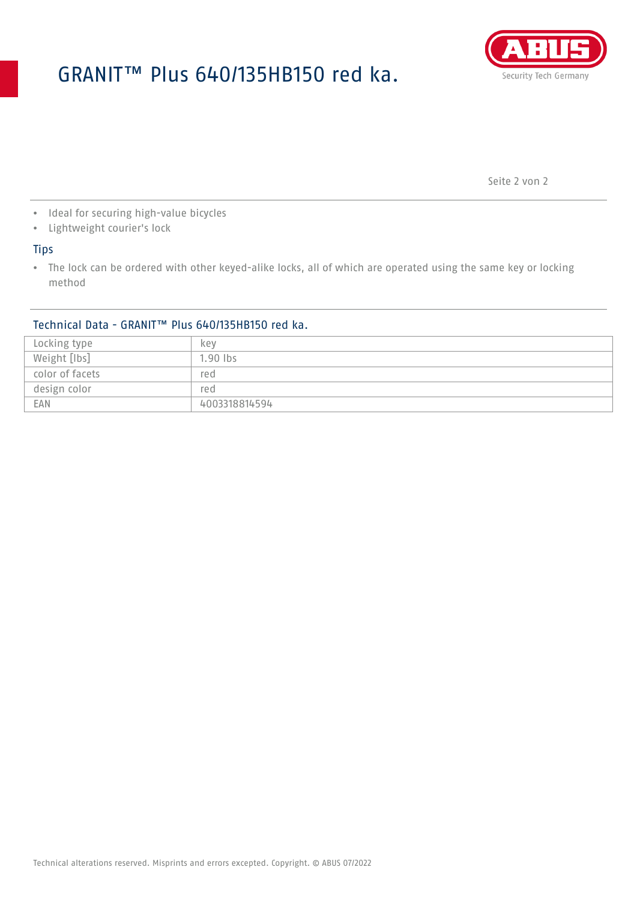- Ideal for securing high-value bicycles
- Lightweight courier's lock

## Tips

- The lock can be ordered with other keyed-alike locks, all of which are operated using the same key or locking method

## Technical Data - GRANIT™ Plus 640/135HB150 red ka.

| | |
|---|---|
| Locking type | key |
| Weight [lbs] | 1.90 lbs |
| color of facets | red |
| design color | red |
| EAN | 4003318814594 |

Technical alterations reserved. Misprints and errors excepted. Copyright. © ABUS 07/2022